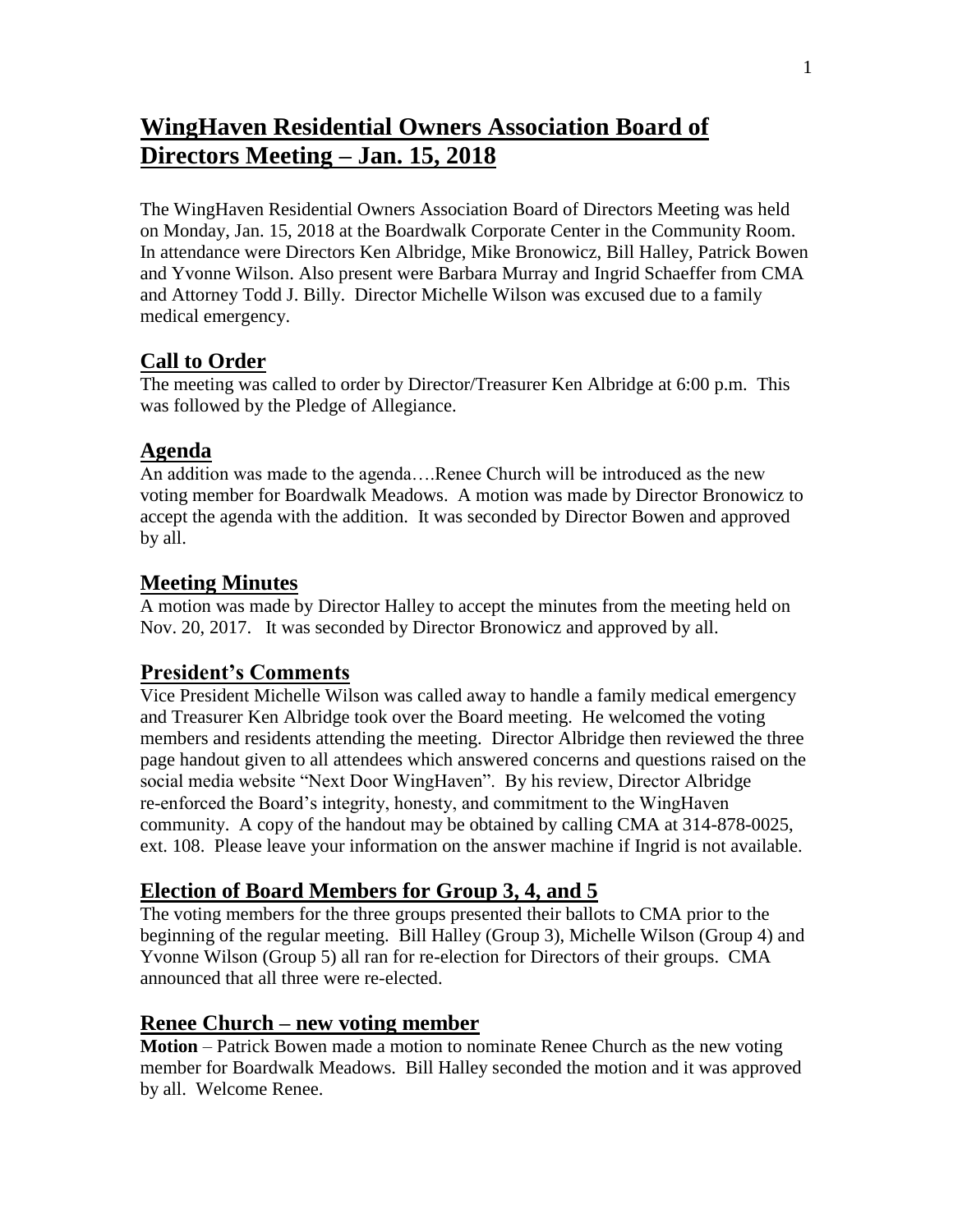# WingHaven Residential Owners Association Board of Directors Meeting – Jan. 15, 2018

The WingHaven Residential Owners Association Board of Directors Meeting was held on Monday, Jan. 15, 2018 at the Boardwalk Corporate Center in the Community Room. In attendance were Directors Ken Albridge, Mike Bronowicz, Bill Halley, Patrick Bowen and Yvonne Wilson. Also present were Barbara Murray and Ingrid Schaeffer from CMA and Attorney Todd J. Billy. Director Michelle Wilson was excused due to a family medical emergency.

## Call to Order

The meeting was called to order by Director/Treasurer Ken Albridge at 6:00 p.m. This was followed by the Pledge of Allegiance.

## Agenda

An addition was made to the agenda….Renee Church will be introduced as the new voting member for Boardwalk Meadows. A motion was made by Director Bronowicz to accept the agenda with the addition. It was seconded by Director Bowen and approved by all.

## Meeting Minutes

A motion was made by Director Halley to accept the minutes from the meeting held on Nov. 20, 2017. It was seconded by Director Bronowicz and approved by all.

## President's Comments

Vice President Michelle Wilson was called away to handle a family medical emergency and Treasurer Ken Albridge took over the Board meeting. He welcomed the voting members and residents attending the meeting. Director Albridge then reviewed the three page handout given to all attendees which answered concerns and questions raised on the social media website "Next Door WingHaven". By his review, Director Albridge re-enforced the Board's integrity, honesty, and commitment to the WingHaven community. A copy of the handout may be obtained by calling CMA at 314-878-0025, ext. 108. Please leave your information on the answer machine if Ingrid is not available.

## Election of Board Members for Group 3, 4, and 5

The voting members for the three groups presented their ballots to CMA prior to the beginning of the regular meeting. Bill Halley (Group 3), Michelle Wilson (Group 4) and Yvonne Wilson (Group 5) all ran for re-election for Directors of their groups. CMA announced that all three were re-elected.

## Renee Church – new voting member

**Motion** – Patrick Bowen made a motion to nominate Renee Church as the new voting member for Boardwalk Meadows. Bill Halley seconded the motion and it was approved by all. Welcome Renee.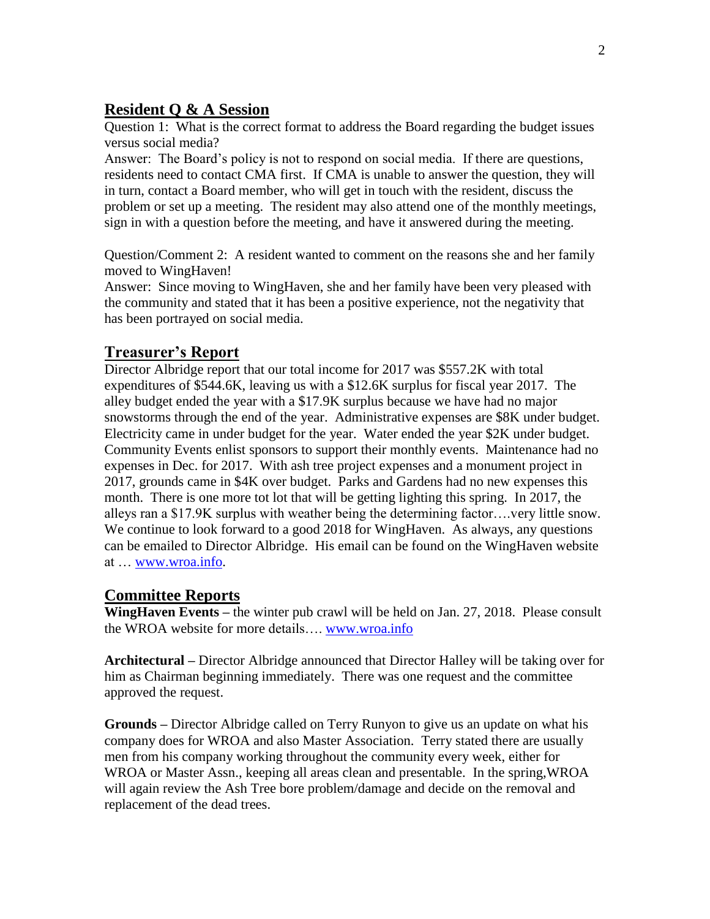## Resident Q & A Session

Question 1: What is the correct format to address the Board regarding the budget issues versus social media?

Answer: The Board's policy is not to respond on social media. If there are questions, residents need to contact CMA first. If CMA is unable to answer the question, they will in turn, contact a Board member, who will get in touch with the resident, discuss the problem or set up a meeting. The resident may also attend one of the monthly meetings, sign in with a question before the meeting, and have it answered during the meeting.

Question/Comment 2: A resident wanted to comment on the reasons she and her family moved to WingHaven!

Answer: Since moving to WingHaven, she and her family have been very pleased with the community and stated that it has been a positive experience, not the negativity that has been portrayed on social media.

## Treasurer's Report

Director Albridge report that our total income for 2017 was $557.2K with total expenditures of $544.6K, leaving us with a $12.6K surplus for fiscal year 2017. The alley budget ended the year with a $17.9K surplus because we have had no major snowstorms through the end of the year. Administrative expenses are $8K under budget. Electricity came in under budget for the year. Water ended the year $2K under budget. Community Events enlist sponsors to support their monthly events. Maintenance had no expenses in Dec. for 2017. With ash tree project expenses and a monument project in 2017, grounds came in $4K over budget. Parks and Gardens had no new expenses this month. There is one more tot lot that will be getting lighting this spring. In 2017, the alleys ran a $17.9K surplus with weather being the determining factor….very little snow. We continue to look forward to a good 2018 for WingHaven. As always, any questions can be emailed to Director Albridge. His email can be found on the WingHaven website at … [www.wroa.info](http://www.wroa.info).

## Committee Reports

**WingHaven Events –** the winter pub crawl will be held on Jan. 27, 2018. Please consult the WROA website for more details…. [www.wroa.info](http://www.wroa.info)

**Architectural –** Director Albridge announced that Director Halley will be taking over for him as Chairman beginning immediately. There was one request and the committee approved the request.

**Grounds –** Director Albridge called on Terry Runyon to give us an update on what his company does for WROA and also Master Association. Terry stated there are usually men from his company working throughout the community every week, either for WROA or Master Assn., keeping all areas clean and presentable. In the spring,WROA will again review the Ash Tree bore problem/damage and decide on the removal and replacement of the dead trees.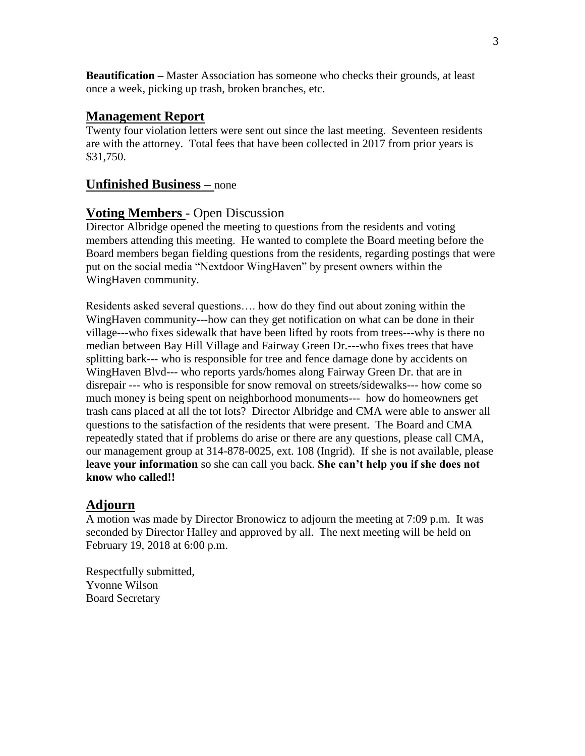**Beautification –** Master Association has someone who checks their grounds, at least once a week, picking up trash, broken branches, etc.

## Management Report

Twenty four violation letters were sent out since the last meeting. Seventeen residents are with the attorney. Total fees that have been collected in 2017 from prior years is $31,750.

## Unfinished Business – none

## Voting Members - Open Discussion

Director Albridge opened the meeting to questions from the residents and voting members attending this meeting. He wanted to complete the Board meeting before the Board members began fielding questions from the residents, regarding postings that were put on the social media "Nextdoor WingHaven" by present owners within the WingHaven community.

Residents asked several questions…. how do they find out about zoning within the WingHaven community---how can they get notification on what can be done in their village---who fixes sidewalk that have been lifted by roots from trees---why is there no median between Bay Hill Village and Fairway Green Dr.---who fixes trees that have splitting bark--- who is responsible for tree and fence damage done by accidents on WingHaven Blvd--- who reports yards/homes along Fairway Green Dr. that are in disrepair --- who is responsible for snow removal on streets/sidewalks--- how come so much money is being spent on neighborhood monuments--- how do homeowners get trash cans placed at all the tot lots? Director Albridge and CMA were able to answer all questions to the satisfaction of the residents that were present. The Board and CMA repeatedly stated that if problems do arise or there are any questions, please call CMA, our management group at 314-878-0025, ext. 108 (Ingrid). If she is not available, please **leave your information** so she can call you back. **She can't help you if she does not know who called!!**

## Adjourn

A motion was made by Director Bronowicz to adjourn the meeting at 7:09 p.m. It was seconded by Director Halley and approved by all. The next meeting will be held on February 19, 2018 at 6:00 p.m.

Respectfully submitted,
Yvonne Wilson
Board Secretary